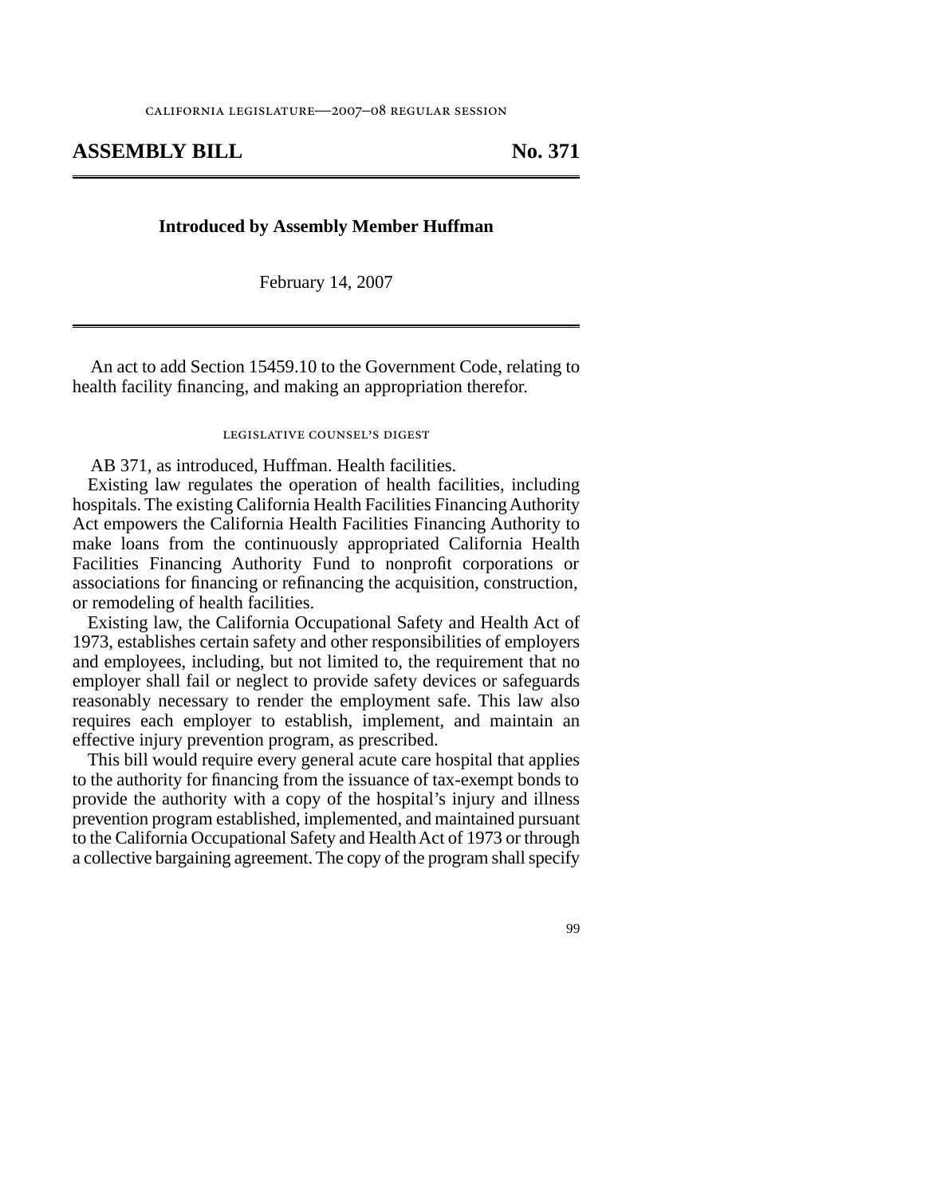california legislature—2007–08 regular session

# ASSEMBLY BILL No. 371

**Introduced by Assembly Member Huffman**

February 14, 2007

An act to add Section 15459.10 to the Government Code, relating to health facility financing, and making an appropriation therefor.

legislative counsel's digest

AB 371, as introduced, Huffman. Health facilities.

Existing law regulates the operation of health facilities, including hospitals. The existing California Health Facilities Financing Authority Act empowers the California Health Facilities Financing Authority to make loans from the continuously appropriated California Health Facilities Financing Authority Fund to nonprofit corporations or associations for financing or refinancing the acquisition, construction, or remodeling of health facilities.

Existing law, the California Occupational Safety and Health Act of 1973, establishes certain safety and other responsibilities of employers and employees, including, but not limited to, the requirement that no employer shall fail or neglect to provide safety devices or safeguards reasonably necessary to render the employment safe. This law also requires each employer to establish, implement, and maintain an effective injury prevention program, as prescribed.

This bill would require every general acute care hospital that applies to the authority for financing from the issuance of tax-exempt bonds to provide the authority with a copy of the hospital's injury and illness prevention program established, implemented, and maintained pursuant to the California Occupational Safety and Health Act of 1973 or through a collective bargaining agreement. The copy of the program shall specify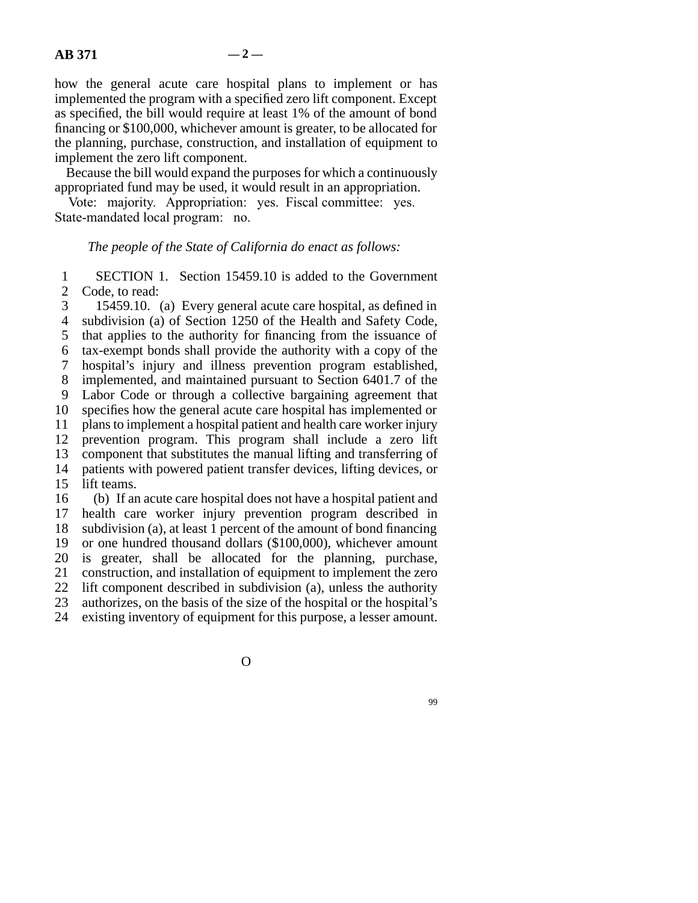how the general acute care hospital plans to implement or has implemented the program with a specified zero lift component. Except as specified, the bill would require at least 1% of the amount of bond financing or $100,000, whichever amount is greater, to be allocated for the planning, purchase, construction, and installation of equipment to implement the zero lift component.

Because the bill would expand the purposes for which a continuously appropriated fund may be used, it would result in an appropriation.

Vote: majority. Appropriation: yes. Fiscal committee: yes. State-mandated local program: no.

*The people of the State of California do enact as follows:*

SECTION 1. Section 15459.10 is added to the Government Code, to read:

15459.10. (a) Every general acute care hospital, as defined in subdivision (a) of Section 1250 of the Health and Safety Code, that applies to the authority for financing from the issuance of tax-exempt bonds shall provide the authority with a copy of the hospital's injury and illness prevention program established, implemented, and maintained pursuant to Section 6401.7 of the Labor Code or through a collective bargaining agreement that specifies how the general acute care hospital has implemented or plans to implement a hospital patient and health care worker injury prevention program. This program shall include a zero lift component that substitutes the manual lifting and transferring of patients with powered patient transfer devices, lifting devices, or lift teams.

(b) If an acute care hospital does not have a hospital patient and health care worker injury prevention program described in subdivision (a), at least 1 percent of the amount of bond financing or one hundred thousand dollars ($100,000), whichever amount is greater, shall be allocated for the planning, purchase, construction, and installation of equipment to implement the zero lift component described in subdivision (a), unless the authority authorizes, on the basis of the size of the hospital or the hospital's existing inventory of equipment for this purpose, a lesser amount.

O